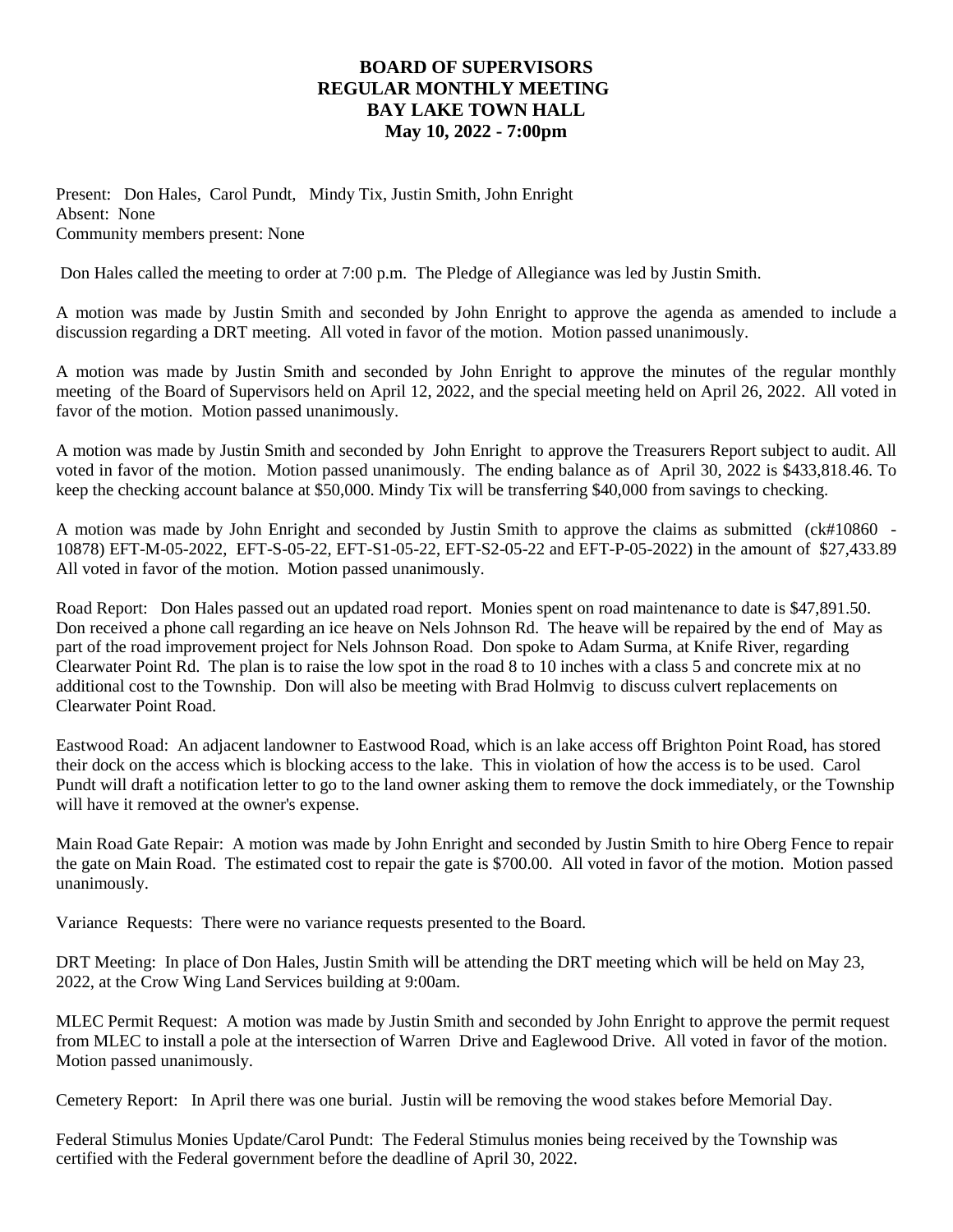# BOARD OF SUPERVISORS
# REGULAR MONTHLY MEETING
# BAY LAKE TOWN HALL
# May 10, 2022 - 7:00pm

Present: Don Hales, Carol Pundt, Mindy Tix, Justin Smith, John Enright
Absent: None
Community members present: None

Don Hales called the meeting to order at 7:00 p.m. The Pledge of Allegiance was led by Justin Smith.

A motion was made by Justin Smith and seconded by John Enright to approve the agenda as amended to include a discussion regarding a DRT meeting. All voted in favor of the motion. Motion passed unanimously.

A motion was made by Justin Smith and seconded by John Enright to approve the minutes of the regular monthly meeting of the Board of Supervisors held on April 12, 2022, and the special meeting held on April 26, 2022. All voted in favor of the motion. Motion passed unanimously.

A motion was made by Justin Smith and seconded by John Enright to approve the Treasurers Report subject to audit. All voted in favor of the motion. Motion passed unanimously. The ending balance as of April 30, 2022 is $433,818.46. To keep the checking account balance at $50,000. Mindy Tix will be transferring $40,000 from savings to checking.

A motion was made by John Enright and seconded by Justin Smith to approve the claims as submitted (ck#10860 - 10878) EFT-M-05-2022, EFT-S-05-22, EFT-S1-05-22, EFT-S2-05-22 and EFT-P-05-2022) in the amount of $27,433.89 All voted in favor of the motion. Motion passed unanimously.

Road Report: Don Hales passed out an updated road report. Monies spent on road maintenance to date is $47,891.50. Don received a phone call regarding an ice heave on Nels Johnson Rd. The heave will be repaired by the end of May as part of the road improvement project for Nels Johnson Road. Don spoke to Adam Surma, at Knife River, regarding Clearwater Point Rd. The plan is to raise the low spot in the road 8 to 10 inches with a class 5 and concrete mix at no additional cost to the Township. Don will also be meeting with Brad Holmvig to discuss culvert replacements on Clearwater Point Road.

Eastwood Road: An adjacent landowner to Eastwood Road, which is an lake access off Brighton Point Road, has stored their dock on the access which is blocking access to the lake. This in violation of how the access is to be used. Carol Pundt will draft a notification letter to go to the land owner asking them to remove the dock immediately, or the Township will have it removed at the owner's expense.

Main Road Gate Repair: A motion was made by John Enright and seconded by Justin Smith to hire Oberg Fence to repair the gate on Main Road. The estimated cost to repair the gate is $700.00. All voted in favor of the motion. Motion passed unanimously.

Variance Requests: There were no variance requests presented to the Board.

DRT Meeting: In place of Don Hales, Justin Smith will be attending the DRT meeting which will be held on May 23, 2022, at the Crow Wing Land Services building at 9:00am.

MLEC Permit Request: A motion was made by Justin Smith and seconded by John Enright to approve the permit request from MLEC to install a pole at the intersection of Warren Drive and Eaglewood Drive. All voted in favor of the motion. Motion passed unanimously.

Cemetery Report: In April there was one burial. Justin will be removing the wood stakes before Memorial Day.

Federal Stimulus Monies Update/Carol Pundt: The Federal Stimulus monies being received by the Township was certified with the Federal government before the deadline of April 30, 2022.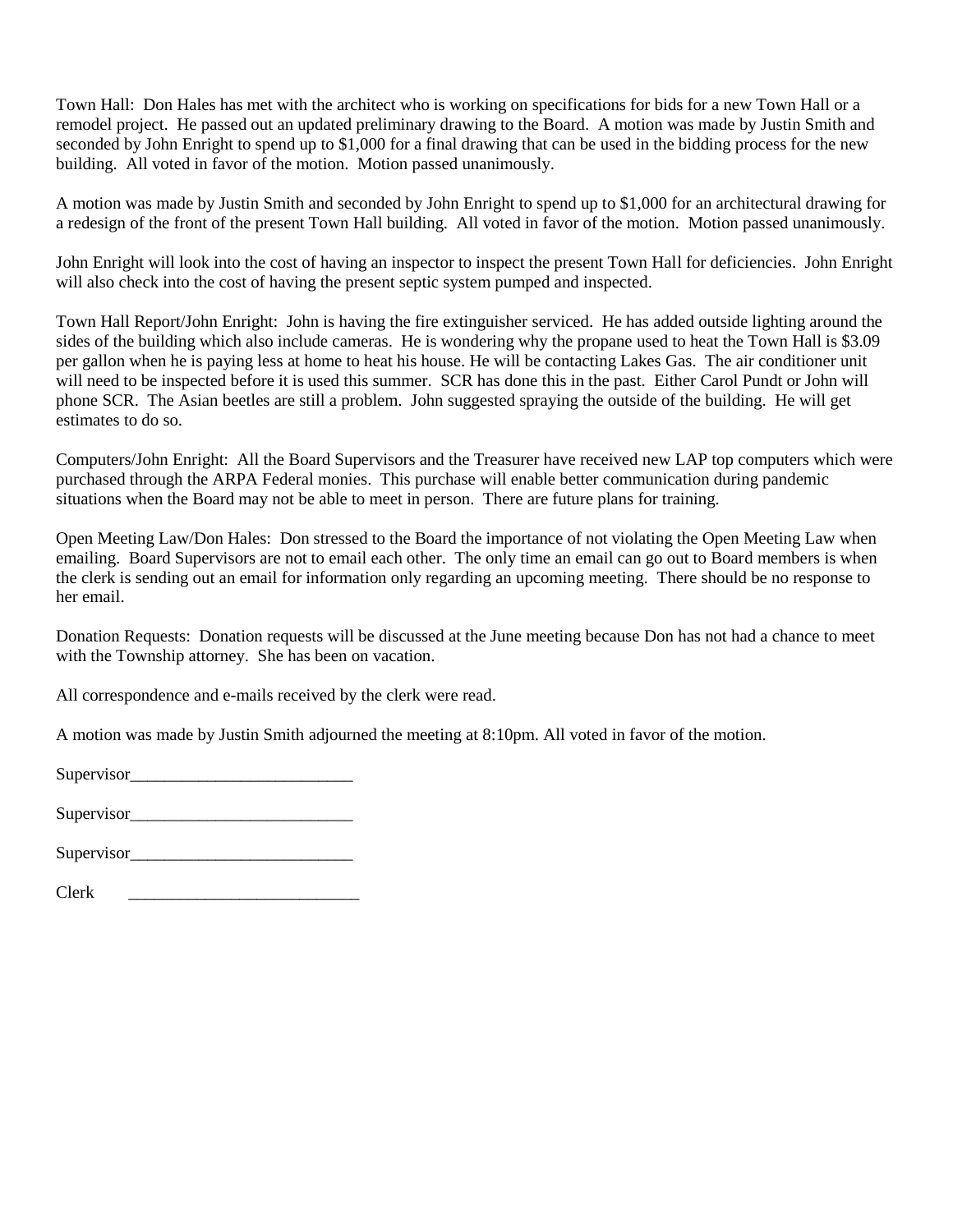Town Hall: Don Hales has met with the architect who is working on specifications for bids for a new Town Hall or a remodel project. He passed out an updated preliminary drawing to the Board. A motion was made by Justin Smith and seconded by John Enright to spend up to $1,000 for a final drawing that can be used in the bidding process for the new building. All voted in favor of the motion. Motion passed unanimously.

A motion was made by Justin Smith and seconded by John Enright to spend up to $1,000 for an architectural drawing for a redesign of the front of the present Town Hall building. All voted in favor of the motion. Motion passed unanimously.

John Enright will look into the cost of having an inspector to inspect the present Town Hall for deficiencies. John Enright will also check into the cost of having the present septic system pumped and inspected.

Town Hall Report/John Enright: John is having the fire extinguisher serviced. He has added outside lighting around the sides of the building which also include cameras. He is wondering why the propane used to heat the Town Hall is $3.09 per gallon when he is paying less at home to heat his house. He will be contacting Lakes Gas. The air conditioner unit will need to be inspected before it is used this summer. SCR has done this in the past. Either Carol Pundt or John will phone SCR. The Asian beetles are still a problem. John suggested spraying the outside of the building. He will get estimates to do so.

Computers/John Enright: All the Board Supervisors and the Treasurer have received new LAP top computers which were purchased through the ARPA Federal monies. This purchase will enable better communication during pandemic situations when the Board may not be able to meet in person. There are future plans for training.

Open Meeting Law/Don Hales: Don stressed to the Board the importance of not violating the Open Meeting Law when emailing. Board Supervisors are not to email each other. The only time an email can go out to Board members is when the clerk is sending out an email for information only regarding an upcoming meeting. There should be no response to her email.

Donation Requests: Donation requests will be discussed at the June meeting because Don has not had a chance to meet with the Township attorney. She has been on vacation.

All correspondence and e-mails received by the clerk were read.

A motion was made by Justin Smith adjourned the meeting at 8:10pm. All voted in favor of the motion.

Supervisor___________________________

Supervisor___________________________

Supervisor___________________________

Clerk ____________________________